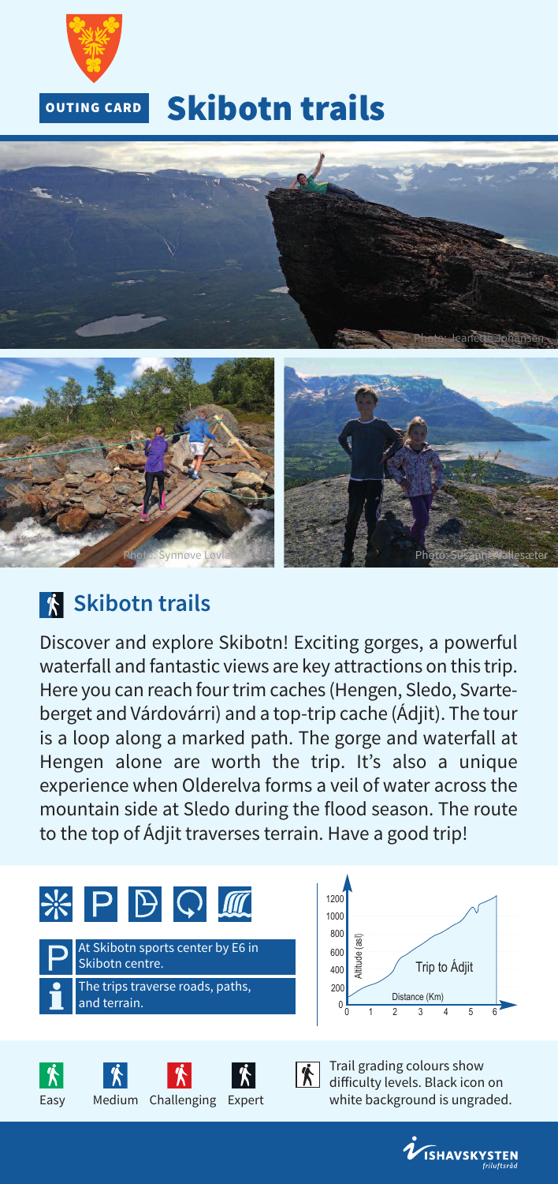OUTING CARD

# Skibotn trails

Photo: Jeanette Johansen

Photo: Synnøve Løvland

Photo: Susanne Wallesæter

## Skibotn trails

Discover and explore Skibotn! Exciting gorges, a powerful waterfall and fantastic views are key attractions on this trip. Here you can reach four trim caches (Hengen, Sledo, Svarteberget and Várdovárri) and a top-trip cache (Ádjit). The tour is a loop along a marked path. The gorge and waterfall at Hengen alone are worth the trip. It's also a unique experience when Olderelva forms a veil of water across the mountain side at Sledo during the flood season. The route to the top of Ádjit traverses terrain. Have a good trip!

P: At Skibotn sports center by E6 in Skibotn centre.

i: The trips traverse roads, paths, and terrain.

Trip to Ádjit

Altitude (asl): 0, 200, 400, 600, 800, 1000, 1200

Distance (Km): 0, 1, 2, 3, 4, 5, 6

Easy | Medium | Challenging | Expert

Trail grading colours show difficulty levels. Black icon on white background is ungraded.

ISHAVSKYSTEN friluftsråd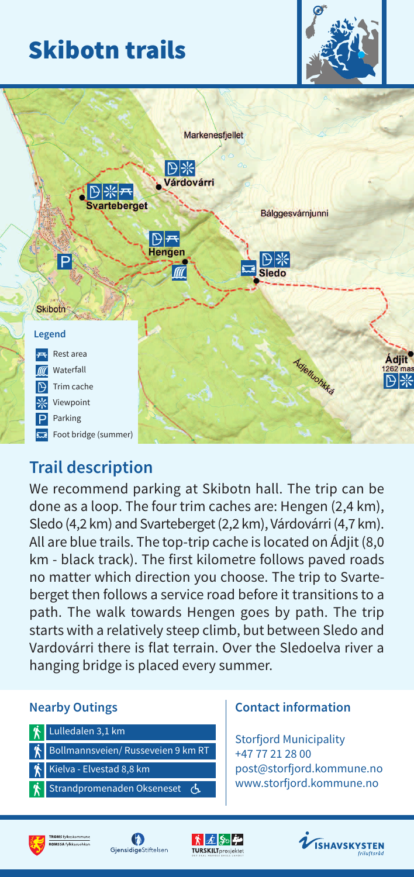# Skibotn trails

Markenesfjellet

Várdovárri

Svarteberget

Bálggesvárnjunni

Hengen

Sledo

Skibotn

Ádjetluohkká

Ádjit
1262 mas

**Legend**

- Rest area
- Waterfall
- Trim cache
- Viewpoint
- Parking
- Foot bridge (summer)

## Trail description

We recommend parking at Skibotn hall. The trip can be done as a loop. The four trim caches are: Hengen (2,4 km), Sledo (4,2 km) and Svarteberget (2,2 km), Várdovárri (4,7 km). All are blue trails. The top-trip cache is located on Ádjit (8,0 km - black track). The first kilometre follows paved roads no matter which direction you choose. The trip to Svarteberget then follows a service road before it transitions to a path. The walk towards Hengen goes by path. The trip starts with a relatively steep climb, but between Sledo and Vardovárri there is flat terrain. Over the Sledoelva river a hanging bridge is placed every summer.

### Nearby Outings

- Lulledalen 3,1 km
- Bollmannsveien/ Russeveien 9 km RT
- Kielva - Elvestad 8,8 km
- Strandpromenaden Okseneset

### Contact information

Storfjord Municipality
+47 77 21 28 00
post@storfjord.kommune.no
www.storfjord.kommune.no

TROMS fylkeskommune ROMSSA fylkkasuohkan

GjensidigeStiftelsen

TURSKILTprosjektet

ISHAVSKYSTEN friluftsråd